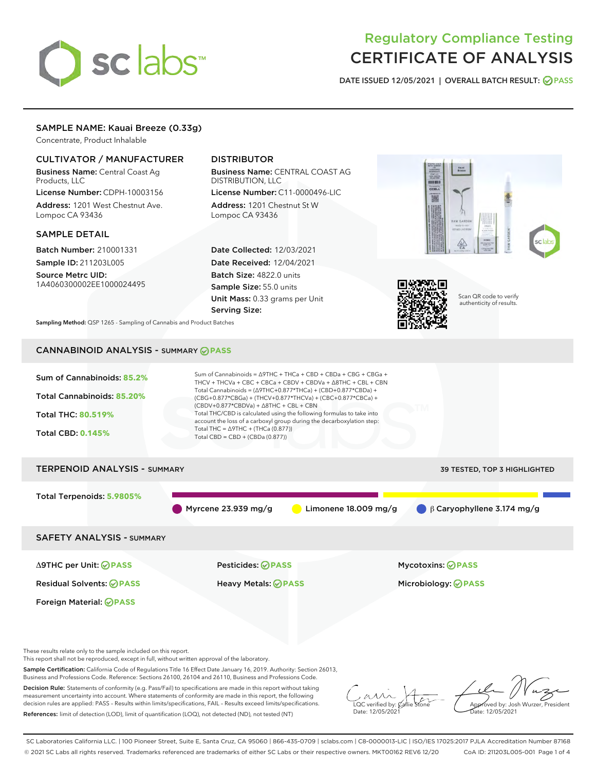# Regulatory Compliance Testing
# CERTIFICATE OF ANALYSIS

DATE ISSUED 12/05/2021 | OVERALL BATCH RESULT: PASS

## SAMPLE NAME: Kauai Breeze (0.33g)

Concentrate, Product Inhalable

### CULTIVATOR / MANUFACTURER

**Business Name:** Central Coast Ag Products, LLC

**License Number:** CDPH-10003156

**Address:** 1201 West Chestnut Ave. Lompoc CA 93436

### DISTRIBUTOR

**Business Name:** CENTRAL COAST AG DISTRIBUTION, LLC

**License Number:** C11-0000496-LIC

**Address:** 1201 Chestnut St W Lompoc CA 93436

### SAMPLE DETAIL

**Batch Number:** 210001331

**Sample ID:** 211203L005

**Source Metrc UID:** 1A4060300002EE1000024495

**Date Collected:** 12/03/2021

**Date Received:** 12/04/2021

**Batch Size:** 4822.0 units

**Sample Size:** 55.0 units

**Unit Mass:** 0.33 grams per Unit

**Serving Size:**

Scan QR code to verify authenticity of results.

**Sampling Method:** QSP 1265 - Sampling of Cannabis and Product Batches

## CANNABINOID ANALYSIS - SUMMARY PASS

**Sum of Cannabinoids:** 85.2%

**Total Cannabinoids:** 85.20%

**Total THC:** 80.519%

**Total CBD:** 0.145%

Sum of Cannabinoids = Δ9THC + THCa + CBD + CBDa + CBG + CBGa + THCV + THCVa + CBC + CBCa + CBDV + CBDVa + Δ8THC + CBL + CBN

Total Cannabinoids = (Δ9THC+0.877*THCa) + (CBD+0.877*CBDa) + (CBG+0.877*CBGa) + (THCV+0.877*THCVa) + (CBC+0.877*CBCa) + (CBDV+0.877*CBDVa) + Δ8THC + CBL + CBN

Total THC/CBD is calculated using the following formulas to take into account the loss of a carboxyl group during the decarboxylation step:

Total THC = Δ9THC + (THCa (0.877))

Total CBD = CBD + (CBDa (0.877))

## TERPENOID ANALYSIS - SUMMARY

39 TESTED, TOP 3 HIGHLIGHTED

**Total Terpenoids:** 5.9805%

Myrcene 23.939 mg/g | Limonene 18.009 mg/g | β Caryophyllene 3.174 mg/g

## SAFETY ANALYSIS - SUMMARY

| | | |
|---|---|---|
| Δ9THC per Unit: PASS | Pesticides: PASS | Mycotoxins: PASS |
| Residual Solvents: PASS | Heavy Metals: PASS | Microbiology: PASS |
| Foreign Material: PASS | | |

These results relate only to the sample included on this report.

This report shall not be reproduced, except in full, without written approval of the laboratory.

**Sample Certification:** California Code of Regulations Title 16 Effect Date January 16, 2019. Authority: Section 26013, Business and Professions Code. Reference: Sections 26100, 26104 and 26110, Business and Professions Code.

**Decision Rule:** Statements of conformity (e.g. Pass/Fail) to specifications are made in this report without taking measurement uncertainty into account. Where statements of conformity are made in this report, the following decision rules are applied: PASS – Results within limits/specifications, FAIL – Results exceed limits/specifications.

**References:** limit of detection (LOD), limit of quantification (LOQ), not detected (ND), not tested (NT)

LQC verified by: Callie Stone
Date: 12/05/2021

Approved by: Josh Wurzer, President
Date: 12/05/2021

SC Laboratories California LLC. | 100 Pioneer Street, Suite E, Santa Cruz, CA 95060 | 866-435-0709 | sclabs.com | C8-0000013-LIC | ISO/IES 17025:2017 PJLA Accreditation Number 87168

© 2021 SC Labs all rights reserved. Trademarks referenced are trademarks of either SC Labs or their respective owners. MKT00162 REV6 12/20 CoA ID: 211203L005-001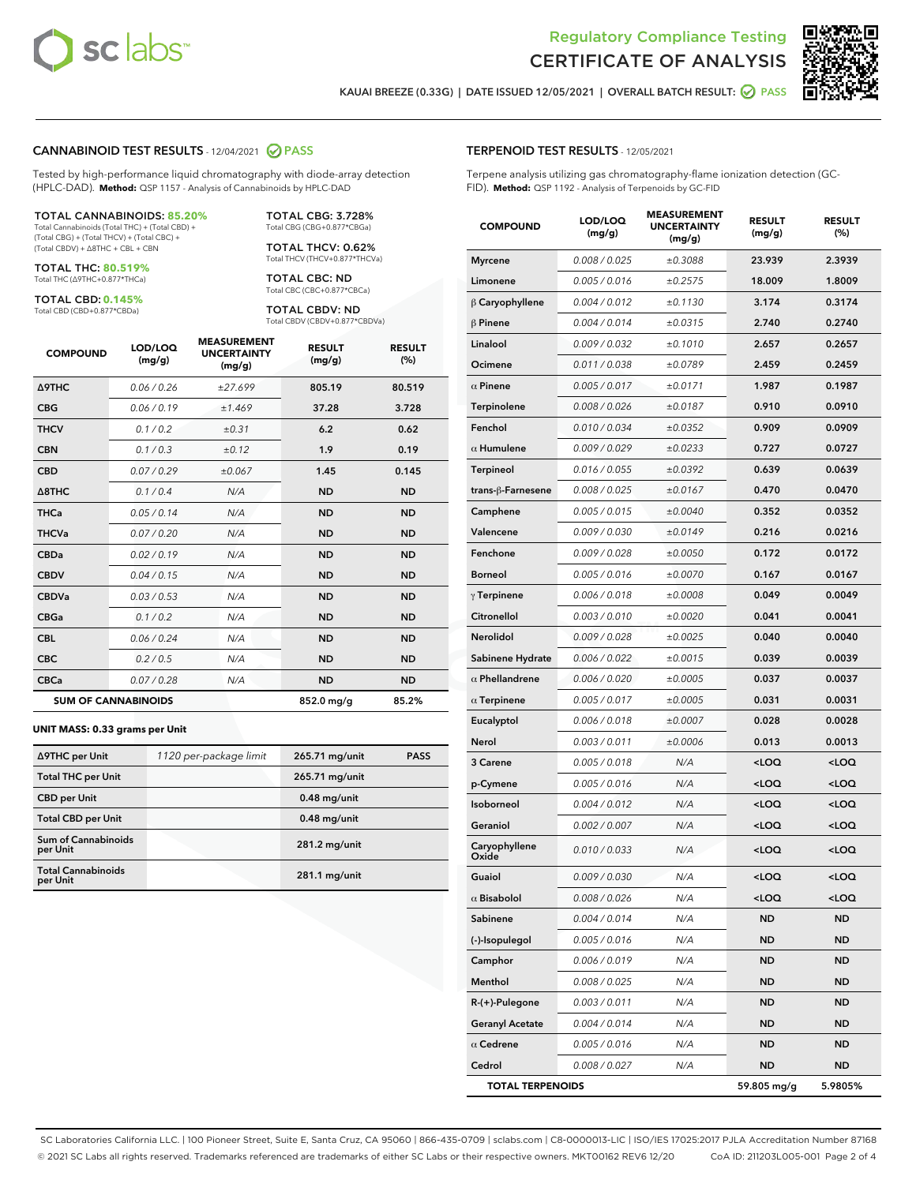Regulatory Compliance Testing

# CERTIFICATE OF ANALYSIS

KAUAI BREEZE (0.33G) | DATE ISSUED 12/05/2021 | OVERALL BATCH RESULT: PASS

## CANNABINOID TEST RESULTS - 12/04/2021 PASS

Tested by high-performance liquid chromatography with diode-array detection (HPLC-DAD). **Method:** QSP 1157 - Analysis of Cannabinoids by HPLC-DAD

**TOTAL CANNABINOIDS: 85.20%**
Total Cannabinoids (Total THC) + (Total CBD) + (Total CBG) + (Total THCV) + (Total CBC) + (Total CBDV) + Δ8THC + CBL + CBN

**TOTAL THC: 80.519%**
Total THC (Δ9THC+0.877*THCa)

**TOTAL CBD: 0.145%**
Total CBD (CBD+0.877*CBDa)

**TOTAL CBG: 3.728%**
Total CBG (CBG+0.877*CBGa)

**TOTAL THCV: 0.62%**
Total THCV (THCV+0.877*THCVa)

**TOTAL CBC: ND**
Total CBC (CBC+0.877*CBCa)

**TOTAL CBDV: ND**
Total CBDV (CBDV+0.877*CBDVa)

| COMPOUND | LOD/LOQ (mg/g) | MEASUREMENT UNCERTAINTY (mg/g) | RESULT (mg/g) | RESULT (%) |
|---|---|---|---|---|
| Δ9THC | 0.06 / 0.26 | ±27.699 | 805.19 | 80.519 |
| CBG | 0.06 / 0.19 | ±1.469 | 37.28 | 3.728 |
| THCV | 0.1 / 0.2 | ±0.31 | 6.2 | 0.62 |
| CBN | 0.1 / 0.3 | ±0.12 | 1.9 | 0.19 |
| CBD | 0.07 / 0.29 | ±0.067 | 1.45 | 0.145 |
| Δ8THC | 0.1 / 0.4 | N/A | ND | ND |
| THCa | 0.05 / 0.14 | N/A | ND | ND |
| THCVa | 0.07 / 0.20 | N/A | ND | ND |
| CBDa | 0.02 / 0.19 | N/A | ND | ND |
| CBDV | 0.04 / 0.15 | N/A | ND | ND |
| CBDVa | 0.03 / 0.53 | N/A | ND | ND |
| CBGa | 0.1 / 0.2 | N/A | ND | ND |
| CBL | 0.06 / 0.24 | N/A | ND | ND |
| CBC | 0.2 / 0.5 | N/A | ND | ND |
| CBCa | 0.07 / 0.28 | N/A | ND | ND |
| **SUM OF CANNABINOIDS** | | | 852.0 mg/g | 85.2% |

**UNIT MASS: 0.33 grams per Unit**

| Δ9THC per Unit | 1120 per-package limit | 265.71 mg/unit | PASS |
|---|---|---|---|
| Total THC per Unit | | 265.71 mg/unit | |
| CBD per Unit | | 0.48 mg/unit | |
| Total CBD per Unit | | 0.48 mg/unit | |
| Sum of Cannabinoids per Unit | | 281.2 mg/unit | |
| Total Cannabinoids per Unit | | 281.1 mg/unit | |

## TERPENOID TEST RESULTS - 12/05/2021

Terpene analysis utilizing gas chromatography-flame ionization detection (GC-FID). **Method:** QSP 1192 - Analysis of Terpenoids by GC-FID

| COMPOUND | LOD/LOQ (mg/g) | MEASUREMENT UNCERTAINTY (mg/g) | RESULT (mg/g) | RESULT (%) |
|---|---|---|---|---|
| Myrcene | 0.008 / 0.025 | ±0.3088 | 23.939 | 2.3939 |
| Limonene | 0.005 / 0.016 | ±0.2575 | 18.009 | 1.8009 |
| β Caryophyllene | 0.004 / 0.012 | ±0.1130 | 3.174 | 0.3174 |
| β Pinene | 0.004 / 0.014 | ±0.0315 | 2.740 | 0.2740 |
| Linalool | 0.009 / 0.032 | ±0.1010 | 2.657 | 0.2657 |
| Ocimene | 0.011 / 0.038 | ±0.0789 | 2.459 | 0.2459 |
| α Pinene | 0.005 / 0.017 | ±0.0171 | 1.987 | 0.1987 |
| Terpinolene | 0.008 / 0.026 | ±0.0187 | 0.910 | 0.0910 |
| Fenchol | 0.010 / 0.034 | ±0.0352 | 0.909 | 0.0909 |
| α Humulene | 0.009 / 0.029 | ±0.0233 | 0.727 | 0.0727 |
| Terpineol | 0.016 / 0.055 | ±0.0392 | 0.639 | 0.0639 |
| trans-β-Farnesene | 0.008 / 0.025 | ±0.0167 | 0.470 | 0.0470 |
| Camphene | 0.005 / 0.015 | ±0.0040 | 0.352 | 0.0352 |
| Valencene | 0.009 / 0.030 | ±0.0149 | 0.216 | 0.0216 |
| Fenchone | 0.009 / 0.028 | ±0.0050 | 0.172 | 0.0172 |
| Borneol | 0.005 / 0.016 | ±0.0070 | 0.167 | 0.0167 |
| γ Terpinene | 0.006 / 0.018 | ±0.0008 | 0.049 | 0.0049 |
| Citronellol | 0.003 / 0.010 | ±0.0020 | 0.041 | 0.0041 |
| Nerolidol | 0.009 / 0.028 | ±0.0025 | 0.040 | 0.0040 |
| Sabinene Hydrate | 0.006 / 0.022 | ±0.0015 | 0.039 | 0.0039 |
| α Phellandrene | 0.006 / 0.020 | ±0.0005 | 0.037 | 0.0037 |
| α Terpinene | 0.005 / 0.017 | ±0.0005 | 0.031 | 0.0031 |
| Eucalyptol | 0.006 / 0.018 | ±0.0007 | 0.028 | 0.0028 |
| Nerol | 0.003 / 0.011 | ±0.0006 | 0.013 | 0.0013 |
| 3 Carene | 0.005 / 0.018 | N/A | <LOQ | <LOQ |
| p-Cymene | 0.005 / 0.016 | N/A | <LOQ | <LOQ |
| Isoborneol | 0.004 / 0.012 | N/A | <LOQ | <LOQ |
| Geraniol | 0.002 / 0.007 | N/A | <LOQ | <LOQ |
| Caryophyllene Oxide | 0.010 / 0.033 | N/A | <LOQ | <LOQ |
| Guaiol | 0.009 / 0.030 | N/A | <LOQ | <LOQ |
| α Bisabolol | 0.008 / 0.026 | N/A | <LOQ | <LOQ |
| Sabinene | 0.004 / 0.014 | N/A | ND | ND |
| (-)-Isopulegol | 0.005 / 0.016 | N/A | ND | ND |
| Camphor | 0.006 / 0.019 | N/A | ND | ND |
| Menthol | 0.008 / 0.025 | N/A | ND | ND |
| R-(+)-Pulegone | 0.003 / 0.011 | N/A | ND | ND |
| Geranyl Acetate | 0.004 / 0.014 | N/A | ND | ND |
| α Cedrene | 0.005 / 0.016 | N/A | ND | ND |
| Cedrol | 0.008 / 0.027 | N/A | ND | ND |
| **TOTAL TERPENOIDS** | | | 59.805 mg/g | 5.9805% |

SC Laboratories California LLC. | 100 Pioneer Street, Suite E, Santa Cruz, CA 95060 | 866-435-0709 | sclabs.com | C8-0000013-LIC | ISO/IES 17025:2017 PJLA Accreditation Number 87168
© 2021 SC Labs all rights reserved. Trademarks referenced are trademarks of either SC Labs or their respective owners. MKT00162 REV6 12/20 CoA ID: 211203L005-001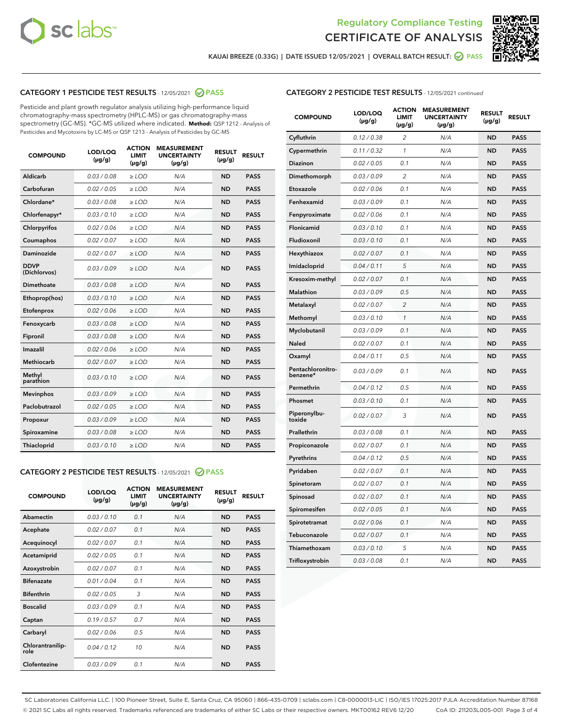Regulatory Compliance Testing
CERTIFICATE OF ANALYSIS

KAUAI BREEZE (0.33G) | DATE ISSUED 12/05/2021 | OVERALL BATCH RESULT: PASS

## CATEGORY 1 PESTICIDE TEST RESULTS - 12/05/2021 PASS

Pesticide and plant growth regulator analysis utilizing high-performance liquid chromatography-mass spectrometry (HPLC-MS) or gas chromatography-mass spectrometry (GC-MS). *GC-MS utilized where indicated. **Method:** QSP 1212 - Analysis of Pesticides and Mycotoxins by LC-MS or QSP 1213 - Analysis of Pesticides by GC-MS

| COMPOUND | LOD/LOQ (µg/g) | ACTION LIMIT (µg/g) | MEASUREMENT UNCERTAINTY (µg/g) | RESULT (µg/g) | RESULT |
|---|---|---|---|---|---|
| Aldicarb | 0.03 / 0.08 | ≥ LOD | N/A | ND | PASS |
| Carbofuran | 0.02 / 0.05 | ≥ LOD | N/A | ND | PASS |
| Chlordane* | 0.03 / 0.08 | ≥ LOD | N/A | ND | PASS |
| Chlorfenapyr* | 0.03 / 0.10 | ≥ LOD | N/A | ND | PASS |
| Chlorpyrifos | 0.02 / 0.06 | ≥ LOD | N/A | ND | PASS |
| Coumaphos | 0.02 / 0.07 | ≥ LOD | N/A | ND | PASS |
| Daminozide | 0.02 / 0.07 | ≥ LOD | N/A | ND | PASS |
| DDVP (Dichlorvos) | 0.03 / 0.09 | ≥ LOD | N/A | ND | PASS |
| Dimethoate | 0.03 / 0.08 | ≥ LOD | N/A | ND | PASS |
| Ethoprop(hos) | 0.03 / 0.10 | ≥ LOD | N/A | ND | PASS |
| Etofenprox | 0.02 / 0.06 | ≥ LOD | N/A | ND | PASS |
| Fenoxycarb | 0.03 / 0.08 | ≥ LOD | N/A | ND | PASS |
| Fipronil | 0.03 / 0.08 | ≥ LOD | N/A | ND | PASS |
| Imazalil | 0.02 / 0.06 | ≥ LOD | N/A | ND | PASS |
| Methiocarb | 0.02 / 0.07 | ≥ LOD | N/A | ND | PASS |
| Methyl parathion | 0.03 / 0.10 | ≥ LOD | N/A | ND | PASS |
| Mevinphos | 0.03 / 0.09 | ≥ LOD | N/A | ND | PASS |
| Paclobutrazol | 0.02 / 0.05 | ≥ LOD | N/A | ND | PASS |
| Propoxur | 0.03 / 0.09 | ≥ LOD | N/A | ND | PASS |
| Spiroxamine | 0.03 / 0.08 | ≥ LOD | N/A | ND | PASS |
| Thiacloprid | 0.03 / 0.10 | ≥ LOD | N/A | ND | PASS |

## CATEGORY 2 PESTICIDE TEST RESULTS - 12/05/2021 PASS

| COMPOUND | LOD/LOQ (µg/g) | ACTION LIMIT (µg/g) | MEASUREMENT UNCERTAINTY (µg/g) | RESULT (µg/g) | RESULT |
|---|---|---|---|---|---|
| Abamectin | 0.03 / 0.10 | 0.1 | N/A | ND | PASS |
| Acephate | 0.02 / 0.07 | 0.1 | N/A | ND | PASS |
| Acequinocyl | 0.02 / 0.07 | 0.1 | N/A | ND | PASS |
| Acetamiprid | 0.02 / 0.05 | 0.1 | N/A | ND | PASS |
| Azoxystrobin | 0.02 / 0.07 | 0.1 | N/A | ND | PASS |
| Bifenazate | 0.01 / 0.04 | 0.1 | N/A | ND | PASS |
| Bifenthrin | 0.02 / 0.05 | 3 | N/A | ND | PASS |
| Boscalid | 0.03 / 0.09 | 0.1 | N/A | ND | PASS |
| Captan | 0.19 / 0.57 | 0.7 | N/A | ND | PASS |
| Carbaryl | 0.02 / 0.06 | 0.5 | N/A | ND | PASS |
| Chlorantraniliprole | 0.04 / 0.12 | 10 | N/A | ND | PASS |
| Clofentezine | 0.03 / 0.09 | 0.1 | N/A | ND | PASS |
| Cyfluthrin | 0.12 / 0.38 | 2 | N/A | ND | PASS |
| Cypermethrin | 0.11 / 0.32 | 1 | N/A | ND | PASS |
| Diazinon | 0.02 / 0.05 | 0.1 | N/A | ND | PASS |
| Dimethomorph | 0.03 / 0.09 | 2 | N/A | ND | PASS |
| Etoxazole | 0.02 / 0.06 | 0.1 | N/A | ND | PASS |
| Fenhexamid | 0.03 / 0.09 | 0.1 | N/A | ND | PASS |
| Fenpyroximate | 0.02 / 0.06 | 0.1 | N/A | ND | PASS |
| Flonicamid | 0.03 / 0.10 | 0.1 | N/A | ND | PASS |
| Fludioxonil | 0.03 / 0.10 | 0.1 | N/A | ND | PASS |
| Hexythiazox | 0.02 / 0.07 | 0.1 | N/A | ND | PASS |
| Imidacloprid | 0.04 / 0.11 | 5 | N/A | ND | PASS |
| Kresoxim-methyl | 0.02 / 0.07 | 0.1 | N/A | ND | PASS |
| Malathion | 0.03 / 0.09 | 0.5 | N/A | ND | PASS |
| Metalaxyl | 0.02 / 0.07 | 2 | N/A | ND | PASS |
| Methomyl | 0.03 / 0.10 | 1 | N/A | ND | PASS |
| Myclobutanil | 0.03 / 0.09 | 0.1 | N/A | ND | PASS |
| Naled | 0.02 / 0.07 | 0.1 | N/A | ND | PASS |
| Oxamyl | 0.04 / 0.11 | 0.5 | N/A | ND | PASS |
| Pentachloronitrobenzene* | 0.03 / 0.09 | 0.1 | N/A | ND | PASS |
| Permethrin | 0.04 / 0.12 | 0.5 | N/A | ND | PASS |
| Phosmet | 0.03 / 0.10 | 0.1 | N/A | ND | PASS |
| Piperonylbutoxide | 0.02 / 0.07 | 3 | N/A | ND | PASS |
| Prallethrin | 0.03 / 0.08 | 0.1 | N/A | ND | PASS |
| Propiconazole | 0.02 / 0.07 | 0.1 | N/A | ND | PASS |
| Pyrethrins | 0.04 / 0.12 | 0.5 | N/A | ND | PASS |
| Pyridaben | 0.02 / 0.07 | 0.1 | N/A | ND | PASS |
| Spinetoram | 0.02 / 0.07 | 0.1 | N/A | ND | PASS |
| Spinosad | 0.02 / 0.07 | 0.1 | N/A | ND | PASS |
| Spiromesifen | 0.02 / 0.05 | 0.1 | N/A | ND | PASS |
| Spirotetramat | 0.02 / 0.06 | 0.1 | N/A | ND | PASS |
| Tebuconazole | 0.02 / 0.07 | 0.1 | N/A | ND | PASS |
| Thiamethoxam | 0.03 / 0.10 | 5 | N/A | ND | PASS |
| Trifloxystrobin | 0.03 / 0.08 | 0.1 | N/A | ND | PASS |

SC Laboratories California LLC. | 100 Pioneer Street, Suite E, Santa Cruz, CA 95060 | 866-435-0709 | sclabs.com | C8-0000013-LIC | ISO/IES 17025:2017 PJLA Accreditation Number 87168
© 2021 SC Labs all rights reserved. Trademarks referenced are trademarks of either SC Labs or their respective owners. MKT00162 REV6 12/20 CoA ID: 211203L005-001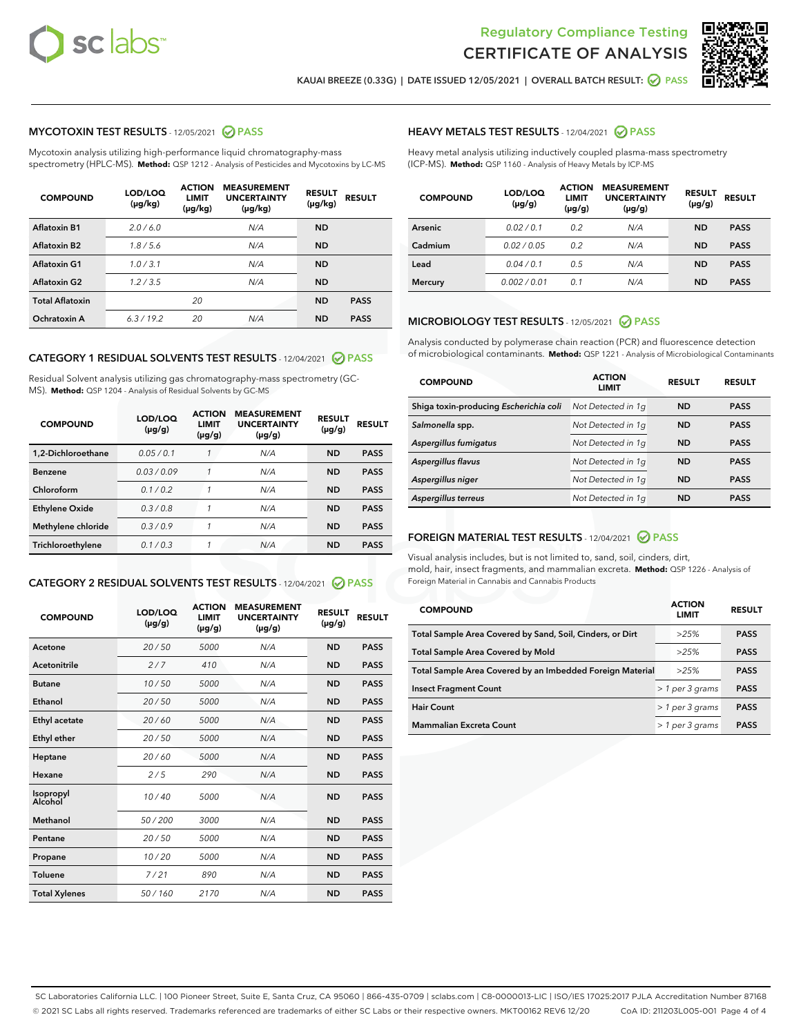# Regulatory Compliance Testing
# CERTIFICATE OF ANALYSIS

KAUAI BREEZE (0.33G) | DATE ISSUED 12/05/2021 | OVERALL BATCH RESULT: PASS

## MYCOTOXIN TEST RESULTS - 12/05/2021 PASS

Mycotoxin analysis utilizing high-performance liquid chromatography-mass spectrometry (HPLC-MS). **Method:** QSP 1212 - Analysis of Pesticides and Mycotoxins by LC-MS

| COMPOUND | LOD/LOQ (µg/kg) | ACTION LIMIT (µg/kg) | MEASUREMENT UNCERTAINTY (µg/kg) | RESULT (µg/kg) | RESULT |
|---|---|---|---|---|---|
| Aflatoxin B1 | 2.0 / 6.0 | | N/A | ND | |
| Aflatoxin B2 | 1.8 / 5.6 | | N/A | ND | |
| Aflatoxin G1 | 1.0 / 3.1 | | N/A | ND | |
| Aflatoxin G2 | 1.2 / 3.5 | | N/A | ND | |
| Total Aflatoxin | | 20 | | ND | PASS |
| Ochratoxin A | 6.3 / 19.2 | 20 | N/A | ND | PASS |

## CATEGORY 1 RESIDUAL SOLVENTS TEST RESULTS - 12/04/2021 PASS

Residual Solvent analysis utilizing gas chromatography-mass spectrometry (GC-MS). **Method:** QSP 1204 - Analysis of Residual Solvents by GC-MS

| COMPOUND | LOD/LOQ (µg/g) | ACTION LIMIT (µg/g) | MEASUREMENT UNCERTAINTY (µg/g) | RESULT (µg/g) | RESULT |
|---|---|---|---|---|---|
| 1,2-Dichloroethane | 0.05 / 0.1 | 1 | N/A | ND | PASS |
| Benzene | 0.03 / 0.09 | 1 | N/A | ND | PASS |
| Chloroform | 0.1 / 0.2 | 1 | N/A | ND | PASS |
| Ethylene Oxide | 0.3 / 0.8 | 1 | N/A | ND | PASS |
| Methylene chloride | 0.3 / 0.9 | 1 | N/A | ND | PASS |
| Trichloroethylene | 0.1 / 0.3 | 1 | N/A | ND | PASS |

## CATEGORY 2 RESIDUAL SOLVENTS TEST RESULTS - 12/04/2021 PASS

| COMPOUND | LOD/LOQ (µg/g) | ACTION LIMIT (µg/g) | MEASUREMENT UNCERTAINTY (µg/g) | RESULT (µg/g) | RESULT |
|---|---|---|---|---|---|
| Acetone | 20 / 50 | 5000 | N/A | ND | PASS |
| Acetonitrile | 2 / 7 | 410 | N/A | ND | PASS |
| Butane | 10 / 50 | 5000 | N/A | ND | PASS |
| Ethanol | 20 / 50 | 5000 | N/A | ND | PASS |
| Ethyl acetate | 20 / 60 | 5000 | N/A | ND | PASS |
| Ethyl ether | 20 / 50 | 5000 | N/A | ND | PASS |
| Heptane | 20 / 60 | 5000 | N/A | ND | PASS |
| Hexane | 2 / 5 | 290 | N/A | ND | PASS |
| Isopropyl Alcohol | 10 / 40 | 5000 | N/A | ND | PASS |
| Methanol | 50 / 200 | 3000 | N/A | ND | PASS |
| Pentane | 20 / 50 | 5000 | N/A | ND | PASS |
| Propane | 10 / 20 | 5000 | N/A | ND | PASS |
| Toluene | 7 / 21 | 890 | N/A | ND | PASS |
| Total Xylenes | 50 / 160 | 2170 | N/A | ND | PASS |

## HEAVY METALS TEST RESULTS - 12/04/2021 PASS

Heavy metal analysis utilizing inductively coupled plasma-mass spectrometry (ICP-MS). **Method:** QSP 1160 - Analysis of Heavy Metals by ICP-MS

| COMPOUND | LOD/LOQ (µg/g) | ACTION LIMIT (µg/g) | MEASUREMENT UNCERTAINTY (µg/g) | RESULT (µg/g) | RESULT |
|---|---|---|---|---|---|
| Arsenic | 0.02 / 0.1 | 0.2 | N/A | ND | PASS |
| Cadmium | 0.02 / 0.05 | 0.2 | N/A | ND | PASS |
| Lead | 0.04 / 0.1 | 0.5 | N/A | ND | PASS |
| Mercury | 0.002 / 0.01 | 0.1 | N/A | ND | PASS |

## MICROBIOLOGY TEST RESULTS - 12/05/2021 PASS

Analysis conducted by polymerase chain reaction (PCR) and fluorescence detection of microbiological contaminants. **Method:** QSP 1221 - Analysis of Microbiological Contaminants

| COMPOUND | ACTION LIMIT | RESULT | RESULT |
|---|---|---|---|
| Shiga toxin-producing *Escherichia coli* | Not Detected in 1g | ND | PASS |
| *Salmonella* spp. | Not Detected in 1g | ND | PASS |
| *Aspergillus fumigatus* | Not Detected in 1g | ND | PASS |
| *Aspergillus flavus* | Not Detected in 1g | ND | PASS |
| *Aspergillus niger* | Not Detected in 1g | ND | PASS |
| *Aspergillus terreus* | Not Detected in 1g | ND | PASS |

## FOREIGN MATERIAL TEST RESULTS - 12/04/2021 PASS

Visual analysis includes, but is not limited to, sand, soil, cinders, dirt, mold, hair, insect fragments, and mammalian excreta. **Method:** QSP 1226 - Analysis of Foreign Material in Cannabis and Cannabis Products

| COMPOUND | ACTION LIMIT | RESULT |
|---|---|---|
| Total Sample Area Covered by Sand, Soil, Cinders, or Dirt | >25% | PASS |
| Total Sample Area Covered by Mold | >25% | PASS |
| Total Sample Area Covered by an Imbedded Foreign Material | >25% | PASS |
| Insect Fragment Count | > 1 per 3 grams | PASS |
| Hair Count | > 1 per 3 grams | PASS |
| Mammalian Excreta Count | > 1 per 3 grams | PASS |

SC Laboratories California LLC. | 100 Pioneer Street, Suite E, Santa Cruz, CA 95060 | 866-435-0709 | sclabs.com | C8-0000013-LIC | ISO/IES 17025:2017 PJLA Accreditation Number 87168
© 2021 SC Labs all rights reserved. Trademarks referenced are trademarks of either SC Labs or their respective owners. MKT00162 REV6 12/20 CoA ID: 211203L005-001